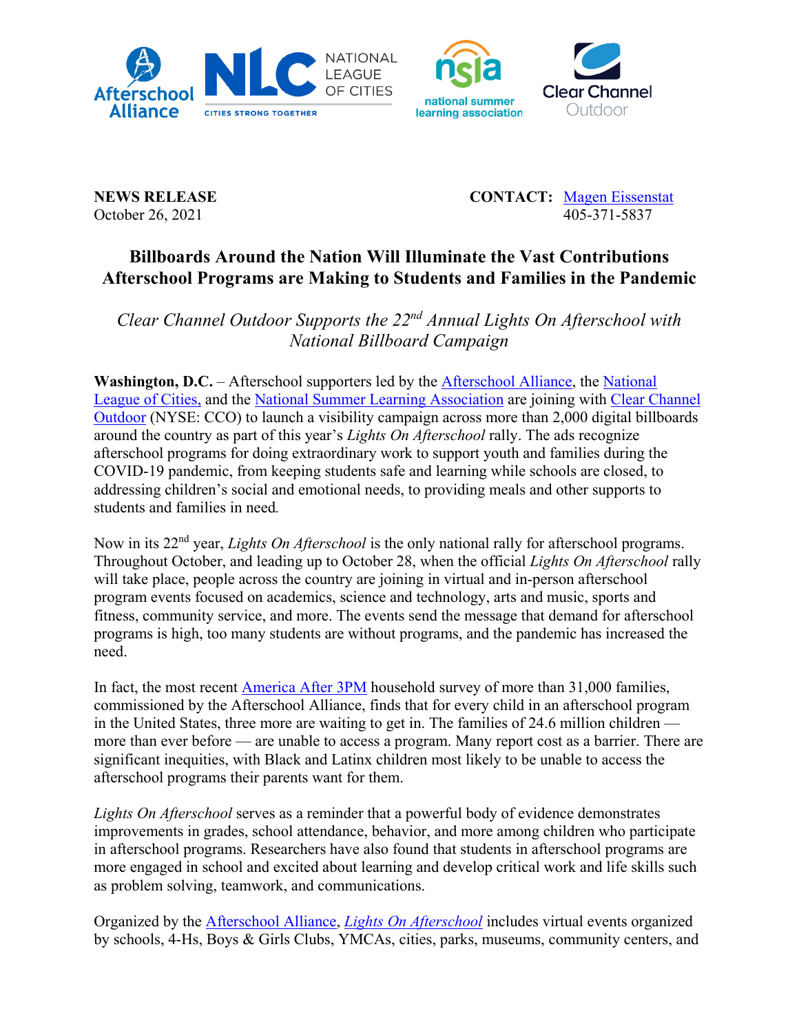**NEWS RELEASE**
October 26, 2021

**CONTACT:** [Magen Eissenstat](#)
405-371-5837

# Billboards Around the Nation Will Illuminate the Vast Contributions Afterschool Programs are Making to Students and Families in the Pandemic

*Clear Channel Outdoor Supports the 22nd Annual Lights On Afterschool with National Billboard Campaign*

**Washington, D.C.** – Afterschool supporters led by the Afterschool Alliance, the National League of Cities, and the National Summer Learning Association are joining with Clear Channel Outdoor (NYSE: CCO) to launch a visibility campaign across more than 2,000 digital billboards around the country as part of this year's *Lights On Afterschool* rally. The ads recognize afterschool programs for doing extraordinary work to support youth and families during the COVID-19 pandemic, from keeping students safe and learning while schools are closed, to addressing children's social and emotional needs, to providing meals and other supports to students and families in need.

Now in its 22nd year, *Lights On Afterschool* is the only national rally for afterschool programs. Throughout October, and leading up to October 28, when the official *Lights On Afterschool* rally will take place, people across the country are joining in virtual and in-person afterschool program events focused on academics, science and technology, arts and music, sports and fitness, community service, and more. The events send the message that demand for afterschool programs is high, too many students are without programs, and the pandemic has increased the need.

In fact, the most recent America After 3PM household survey of more than 31,000 families, commissioned by the Afterschool Alliance, finds that for every child in an afterschool program in the United States, three more are waiting to get in. The families of 24.6 million children — more than ever before — are unable to access a program. Many report cost as a barrier. There are significant inequities, with Black and Latinx children most likely to be unable to access the afterschool programs their parents want for them.

*Lights On Afterschool* serves as a reminder that a powerful body of evidence demonstrates improvements in grades, school attendance, behavior, and more among children who participate in afterschool programs. Researchers have also found that students in afterschool programs are more engaged in school and excited about learning and develop critical work and life skills such as problem solving, teamwork, and communications.

Organized by the Afterschool Alliance, *Lights On Afterschool* includes virtual events organized by schools, 4-Hs, Boys & Girls Clubs, YMCAs, cities, parks, museums, community centers, and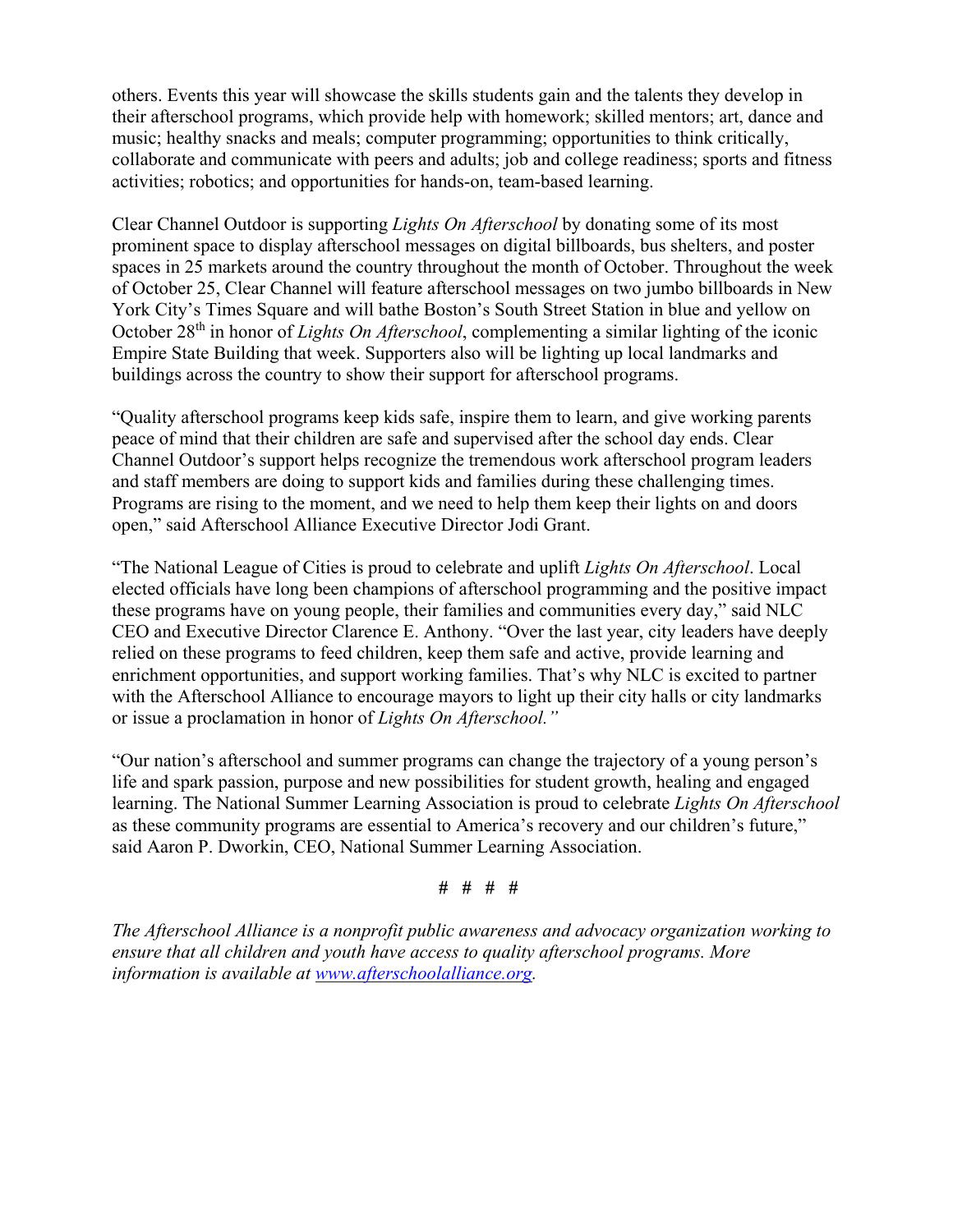others. Events this year will showcase the skills students gain and the talents they develop in their afterschool programs, which provide help with homework; skilled mentors; art, dance and music; healthy snacks and meals; computer programming; opportunities to think critically, collaborate and communicate with peers and adults; job and college readiness; sports and fitness activities; robotics; and opportunities for hands-on, team-based learning.

Clear Channel Outdoor is supporting *Lights On Afterschool* by donating some of its most prominent space to display afterschool messages on digital billboards, bus shelters, and poster spaces in 25 markets around the country throughout the month of October. Throughout the week of October 25, Clear Channel will feature afterschool messages on two jumbo billboards in New York City's Times Square and will bathe Boston's South Street Station in blue and yellow on October 28th in honor of *Lights On Afterschool*, complementing a similar lighting of the iconic Empire State Building that week. Supporters also will be lighting up local landmarks and buildings across the country to show their support for afterschool programs.

"Quality afterschool programs keep kids safe, inspire them to learn, and give working parents peace of mind that their children are safe and supervised after the school day ends. Clear Channel Outdoor's support helps recognize the tremendous work afterschool program leaders and staff members are doing to support kids and families during these challenging times. Programs are rising to the moment, and we need to help them keep their lights on and doors open," said Afterschool Alliance Executive Director Jodi Grant.

"The National League of Cities is proud to celebrate and uplift *Lights On Afterschool*. Local elected officials have long been champions of afterschool programming and the positive impact these programs have on young people, their families and communities every day," said NLC CEO and Executive Director Clarence E. Anthony. "Over the last year, city leaders have deeply relied on these programs to feed children, keep them safe and active, provide learning and enrichment opportunities, and support working families. That's why NLC is excited to partner with the Afterschool Alliance to encourage mayors to light up their city halls or city landmarks or issue a proclamation in honor of *Lights On Afterschool."*

"Our nation's afterschool and summer programs can change the trajectory of a young person's life and spark passion, purpose and new possibilities for student growth, healing and engaged learning. The National Summer Learning Association is proud to celebrate *Lights On Afterschool* as these community programs are essential to America's recovery and our children's future," said Aaron P. Dworkin, CEO, National Summer Learning Association.

# # # #

*The Afterschool Alliance is a nonprofit public awareness and advocacy organization working to ensure that all children and youth have access to quality afterschool programs. More information is available at [www.afterschoolalliance.org](http://www.afterschoolalliance.org).*